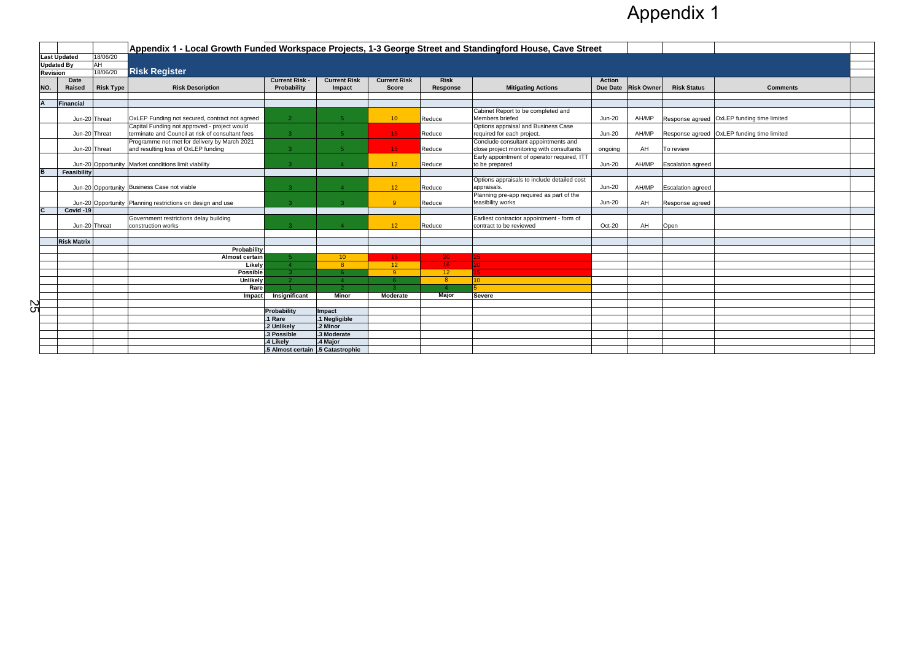# Appendix 1

## Appendix 1 - Local Growth Funded Workspace Projects, 1-3 George Street and Standingford House, Cave Street

| | |
|---|---|
| Last Updated | 18/06/20 |
| Updated By | AH |
| Revision | 18/06/20 |

### Risk Register

| NO. | Date Raised | Risk Type | Risk Description | Current Risk - Probability | Current Risk Impact | Current Risk Score | Risk Response | Mitigating Actions | Action Due Date | Risk Owner | Risk Status | Comments |
|---|---|---|---|---|---|---|---|---|---|---|---|---|
| A | Financial | | | | | | | | | | | |
| | Jun-20 | Threat | OxLEP Funding not secured, contract not agreed | 2 | 5 | 10 | Reduce | Cabinet Report to be completed and Members briefed | Jun-20 | AH/MP | Response agreed | OxLEP funding time limited |
| | Jun-20 | Threat | Capital Funding not approved - project would terminate and Council at risk of consultant fees | 3 | 5 | 15 | Reduce | Options appraisal and Business Case required for each project. | Jun-20 | AH/MP | Response agreed | OxLEP funding time limited |
| | Jun-20 | Threat | Programme not met for delivery by March 2021 and resulting loss of OxLEP funding | 3 | 5 | 15 | Reduce | Conclude consultant appointments and close project monitoring with consultants | ongoing | AH | To review | |
| | Jun-20 | Opportunity | Market conditions limit viability | 3 | 4 | 12 | Reduce | Early appointment of operator required, ITT to be prepared | Jun-20 | AH/MP | Escalation agreed | |
| B | Feasibility | | | | | | | | | | | |
| | Jun-20 | Opportunity | Business Case not viable | 3 | 4 | 12 | Reduce | Options appraisals to include detailed cost appraisals. | Jun-20 | AH/MP | Escalation agreed | |
| | Jun-20 | Opportunity | Planning restrictions on design and use | 3 | 3 | 9 | Reduce | Planning pre-app required as part of the feasibility works | Jun-20 | AH | Response agreed | |
| C | Covid -19 | | | | | | | | | | | |
| | Jun-20 | Threat | Government restrictions delay building construction works | 3 | 4 | 12 | Reduce | Earliest contractor appointment - form of contract to be reviewed | Oct-20 | AH | Open | |

### Risk Matrix

| Probability | | | | | |
|---|---|---|---|---|---|
| Almost certain | 5 | 10 | 15 | 20 | 25 |
| Likely | 4 | 8 | 12 | 16 | 20 |
| Possible | 3 | 6 | 9 | 12 | 15 |
| Unlikely | 2 | 4 | 6 | 8 | 10 |
| Rare | 1 | 2 | 3 | 4 | 5 |
| Impact | Insignificant | Minor | Moderate | Major | Severe |

| Probability | Impact |
|---|---|
| .1 Rare | .1 Negligible |
| .2 Unlikely | .2 Minor |
| .3 Possible | .3 Moderate |
| .4 Likely | .4 Major |
| .5 Almost certain | .5 Catastrophic |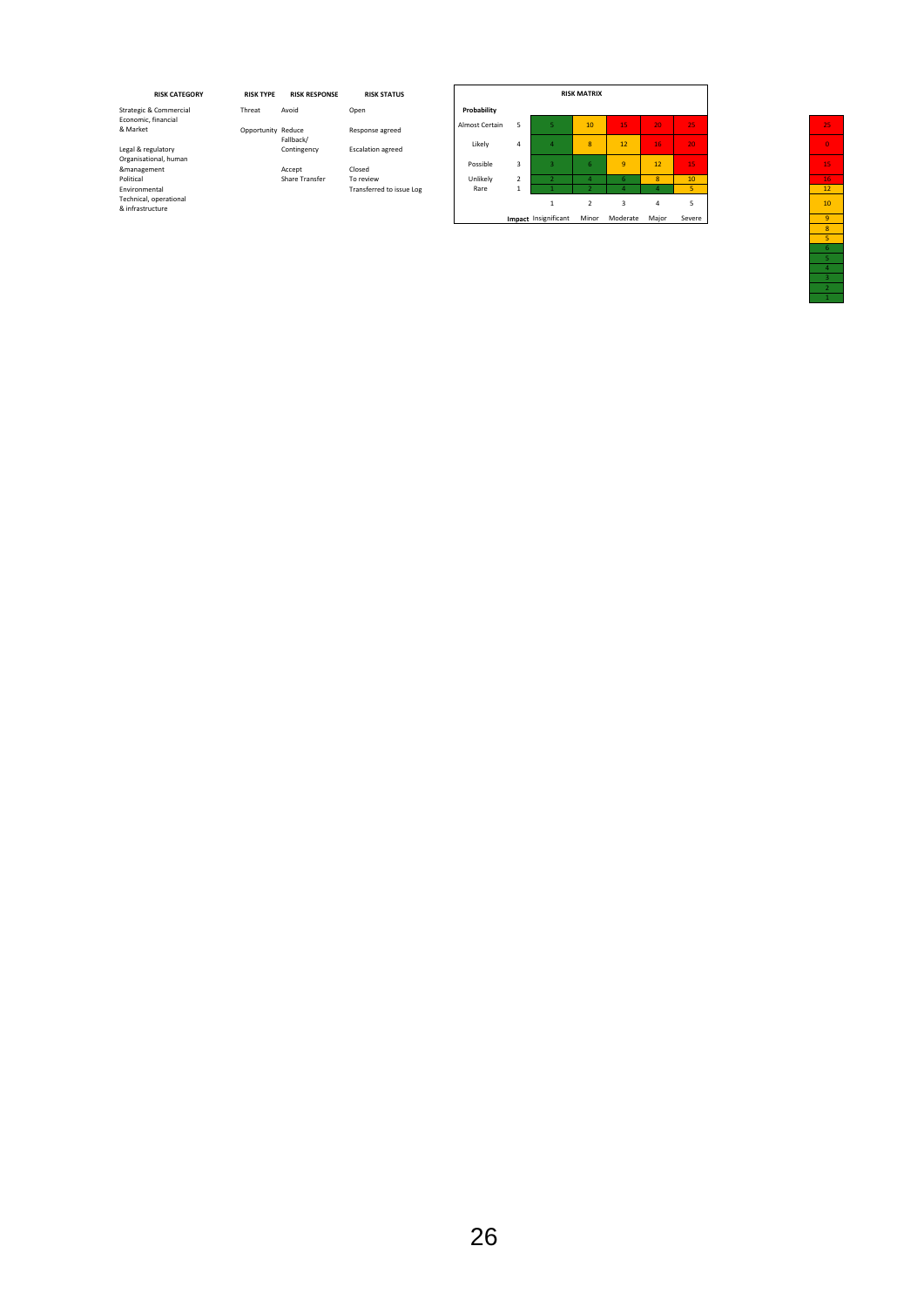| RISK CATEGORY | RISK TYPE | RISK RESPONSE | RISK STATUS |
|---|---|---|---|
| Strategic & Commercial | Threat | Avoid | Open |
| Economic, financial & Market | Opportunity | Reduce | Response agreed |
| Legal & regulatory | | Fallback/ Contingency | Escalation agreed |
| Organisational, human &management | | Accept | Closed |
| Political | | Share Transfer | To review |
| Environmental | | | Transferred to issue Log |
| Technical, operational & infrastructure | | | |

**RISK MATRIX**

| Probability | | | | | | |
|---|---|---|---|---|---|---|
| Almost Certain | 5 | 5 | 10 | 15 | 20 | 25 |
| Likely | 4 | 4 | 8 | 12 | 16 | 20 |
| Possible | 3 | 3 | 6 | 9 | 12 | 15 |
| Unlikely | 2 | 2 | 4 | 6 | 8 | 10 |
| Rare | 1 | 1 | 2 | 4 | 4 | 5 |
| | | 1 | 2 | 3 | 4 | 5 |
| | **Impact** | Insignificant | Minor | Moderate | Major | Severe |

25
0
15
16
12
10
9
8
5
6
5
4
3
2
1